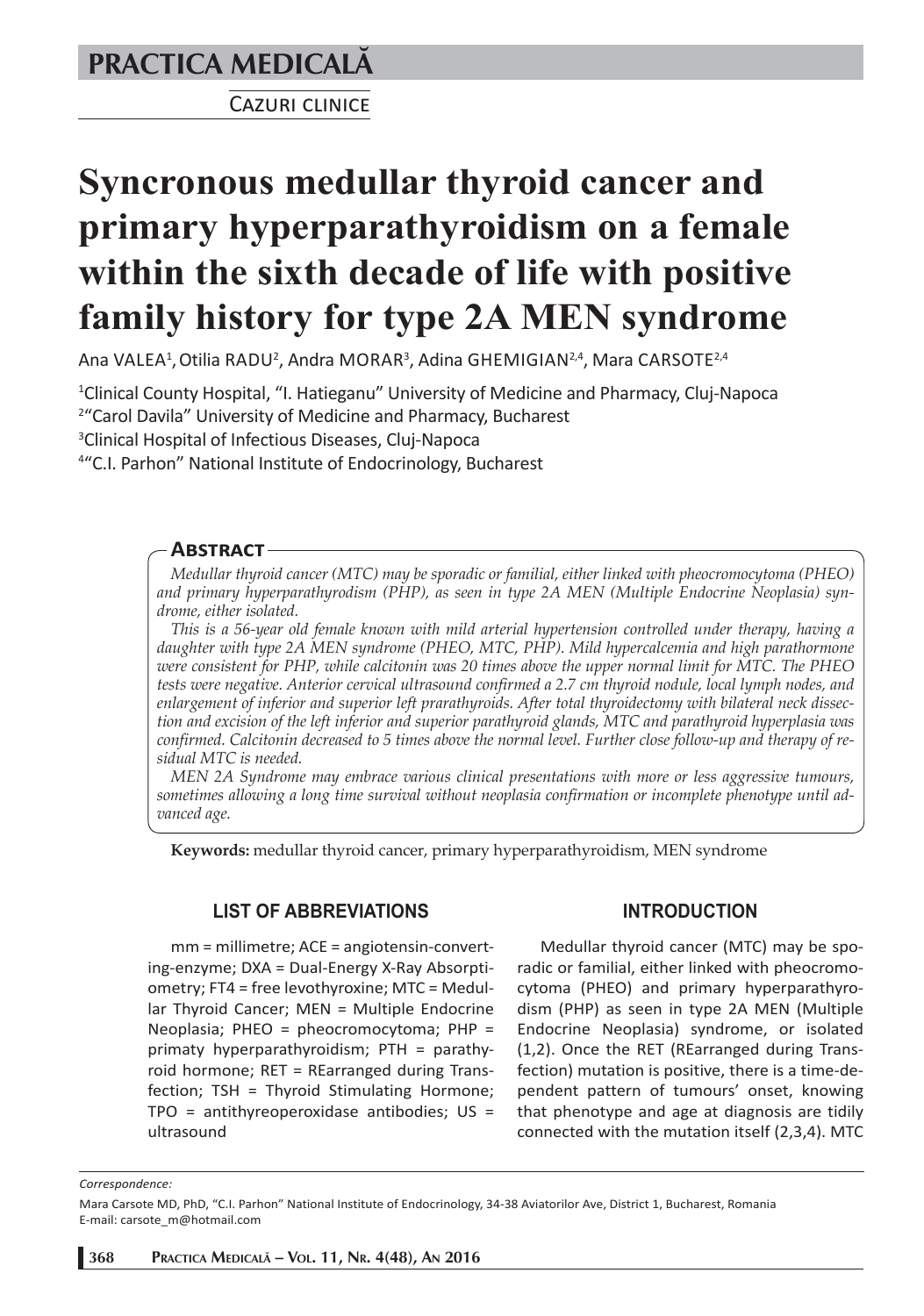# PRACTICA MEDICALĂ

CAZURI CLINICE

# Syncronous medullar thyroid cancer and primary hyperparathyroidism on a female within the sixth decade of life with positive family history for type 2A MEN syndrome

Ana VALEA[1], Otilia RADU[2], Andra MORAR[3], Adina GHEMIGIAN[2,4], Mara CARSOTE[2,4]

[1]Clinical County Hospital, "I. Hatieganu" University of Medicine and Pharmacy, Cluj-Napoca
[2]"Carol Davila" University of Medicine and Pharmacy, Bucharest
[3]Clinical Hospital of Infectious Diseases, Cluj-Napoca
[4]"C.I. Parhon" National Institute of Endocrinology, Bucharest

## Abstract

*Medullar thyroid cancer (MTC) may be sporadic or familial, either linked with pheocromocytoma (PHEO) and primary hyperparathyrodism (PHP), as seen in type 2A MEN (Multiple Endocrine Neoplasia) syndrome, either isolated.*

*This is a 56-year old female known with mild arterial hypertension controlled under therapy, having a daughter with type 2A MEN syndrome (PHEO, MTC, PHP). Mild hypercalcemia and high parathormone were consistent for PHP, while calcitonin was 20 times above the upper normal limit for MTC. The PHEO tests were negative. Anterior cervical ultrasound confirmed a 2.7 cm thyroid nodule, local lymph nodes, and enlargement of inferior and superior left prarathyroids. After total thyroidectomy with bilateral neck dissection and excision of the left inferior and superior parathyroid glands, MTC and parathyroid hyperplasia was confirmed. Calcitonin decreased to 5 times above the normal level. Further close follow-up and therapy of residual MTC is needed.*

*MEN 2A Syndrome may embrace various clinical presentations with more or less aggressive tumours, sometimes allowing a long time survival without neoplasia confirmation or incomplete phenotype until advanced age.*

**Keywords:** medullar thyroid cancer, primary hyperparathyroidism, MEN syndrome

## LIST OF ABBREVIATIONS

mm = millimetre; ACE = angiotensin-converting-enzyme; DXA = Dual-Energy X-Ray Absorptiometry; FT4 = free levothyroxine; MTC = Medullar Thyroid Cancer; MEN = Multiple Endocrine Neoplasia; PHEO = pheocromocytoma; PHP = primaty hyperparathyroidism; PTH = parathyroid hormone; RET = REarranged during Transfection; TSH = Thyroid Stimulating Hormone; TPO = antithyreoperoxidase antibodies; US = ultrasound

## INTRODUCTION

Medullar thyroid cancer (MTC) may be sporadic or familial, either linked with pheocromocytoma (PHEO) and primary hyperparathyrodism (PHP) as seen in type 2A MEN (Multiple Endocrine Neoplasia) syndrome, or isolated (1,2). Once the RET (REarranged during Transfection) mutation is positive, there is a time-dependent pattern of tumours' onset, knowing that phenotype and age at diagnosis are tidily connected with the mutation itself (2,3,4). MTC

*Correspondence:*

Mara Carsote MD, PhD, "C.I. Parhon" National Institute of Endocrinology, 34-38 Aviatorilor Ave, District 1, Bucharest, Romania
E-mail: carsote_m@hotmail.com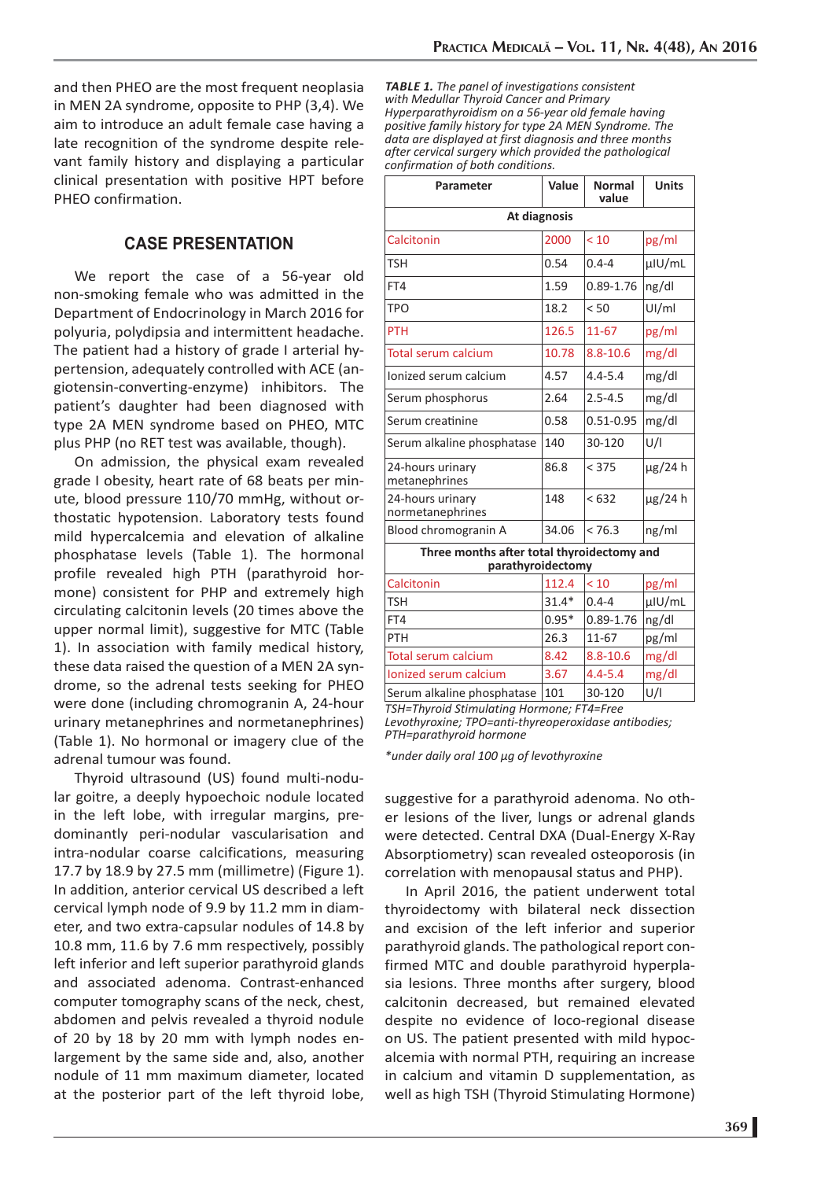and then PHEO are the most frequent neoplasia in MEN 2A syndrome, opposite to PHP (3,4). We aim to introduce an adult female case having a late recognition of the syndrome despite relevant family history and displaying a particular clinical presentation with positive HPT before PHEO confirmation.

## CASE PRESENTATION

We report the case of a 56-year old non-smoking female who was admitted in the Department of Endocrinology in March 2016 for polyuria, polydipsia and intermittent headache. The patient had a history of grade I arterial hypertension, adequately controlled with ACE (angiotensin-converting-enzyme) inhibitors. The patient's daughter had been diagnosed with type 2A MEN syndrome based on PHEO, MTC plus PHP (no RET test was available, though).

On admission, the physical exam revealed grade I obesity, heart rate of 68 beats per minute, blood pressure 110/70 mmHg, without orthostatic hypotension. Laboratory tests found mild hypercalcemia and elevation of alkaline phosphatase levels (Table 1). The hormonal profile revealed high PTH (parathyroid hormone) consistent for PHP and extremely high circulating calcitonin levels (20 times above the upper normal limit), suggestive for MTC (Table 1). In association with family medical history, these data raised the question of a MEN 2A syndrome, so the adrenal tests seeking for PHEO were done (including chromogranin A, 24-hour urinary metanephrines and normetanephrines) (Table 1). No hormonal or imagery clue of the adrenal tumour was found.

Thyroid ultrasound (US) found multi-nodular goitre, a deeply hypoechoic nodule located in the left lobe, with irregular margins, predominantly peri-nodular vascularisation and intra-nodular coarse calcifications, measuring 17.7 by 18.9 by 27.5 mm (millimetre) (Figure 1). In addition, anterior cervical US described a left cervical lymph node of 9.9 by 11.2 mm in diameter, and two extra-capsular nodules of 14.8 by 10.8 mm, 11.6 by 7.6 mm respectively, possibly left inferior and left superior parathyroid glands and associated adenoma. Contrast-enhanced computer tomography scans of the neck, chest, abdomen and pelvis revealed a thyroid nodule of 20 by 18 by 20 mm with lymph nodes enlargement by the same side and, also, another nodule of 11 mm maximum diameter, located at the posterior part of the left thyroid lobe, suggestive for a parathyroid adenoma. No other lesions of the liver, lungs or adrenal glands were detected. Central DXA (Dual-Energy X-Ray Absorptiometry) scan revealed osteoporosis (in correlation with menopausal status and PHP).

In April 2016, the patient underwent total thyroidectomy with bilateral neck dissection and excision of the left inferior and superior parathyroid glands. The pathological report confirmed MTC and double parathyroid hyperplasia lesions. Three months after surgery, blood calcitonin decreased, but remained elevated despite no evidence of loco-regional disease on US. The patient presented with mild hypocalcemia with normal PTH, requiring an increase in calcium and vitamin D supplementation, as well as high TSH (Thyroid Stimulating Hormone)

***TABLE 1.*** *The panel of investigations consistent with Medullar Thyroid Cancer and Primary Hyperparathyroidism on a 56-year old female having positive family history for type 2A MEN Syndrome. The data are displayed at first diagnosis and three months after cervical surgery which provided the pathological confirmation of both conditions.*

| Parameter | Value | Normal value | Units |
|---|---|---|---|
| **At diagnosis** | | | |
| Calcitonin | 2000 | < 10 | pg/ml |
| TSH | 0.54 | 0.4-4 | μIU/mL |
| FT4 | 1.59 | 0.89-1.76 | ng/dl |
| TPO | 18.2 | < 50 | UI/ml |
| PTH | 126.5 | 11-67 | pg/ml |
| Total serum calcium | 10.78 | 8.8-10.6 | mg/dl |
| Ionized serum calcium | 4.57 | 4.4-5.4 | mg/dl |
| Serum phosphorus | 2.64 | 2.5-4.5 | mg/dl |
| Serum creatinine | 0.58 | 0.51-0.95 | mg/dl |
| Serum alkaline phosphatase | 140 | 30-120 | U/l |
| 24-hours urinary metanephrines | 86.8 | < 375 | μg/24 h |
| 24-hours urinary normetanephrines | 148 | < 632 | μg/24 h |
| Blood chromogranin A | 34.06 | < 76.3 | ng/ml |
| **Three months after total thyroidectomy and parathyroidectomy** | | | |
| Calcitonin | 112.4 | < 10 | pg/ml |
| TSH | 31.4* | 0.4-4 | μIU/mL |
| FT4 | 0.95* | 0.89-1.76 | ng/dl |
| PTH | 26.3 | 11-67 | pg/ml |
| Total serum calcium | 8.42 | 8.8-10.6 | mg/dl |
| Ionized serum calcium | 3.67 | 4.4-5.4 | mg/dl |
| Serum alkaline phosphatase | 101 | 30-120 | U/l |

*TSH=Thyroid Stimulating Hormone; FT4=Free Levothyroxine; TPO=anti-thyreoperoxidase antibodies; PTH=parathyroid hormone*

*\*under daily oral 100 μg of levothyroxine*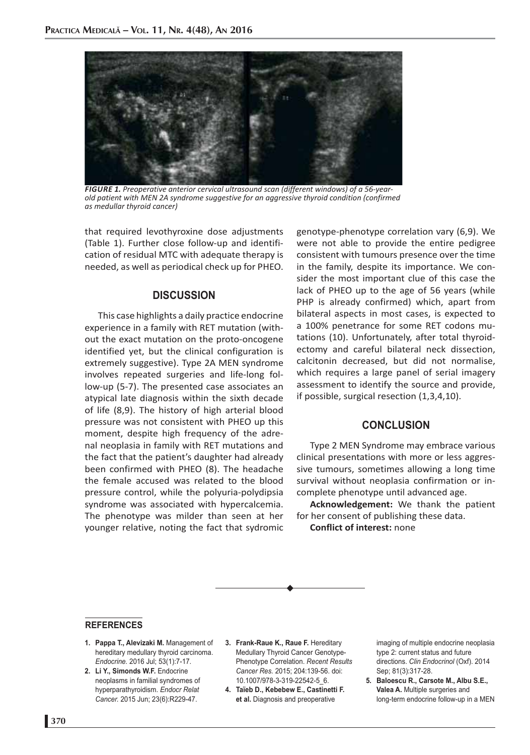*FIGURE 1. Preoperative anterior cervical ultrasound scan (different windows) of a 56-year-old patient with MEN 2A syndrome suggestive for an aggressive thyroid condition (confirmed as medullar thyroid cancer)*

that required levothyroxine dose adjustments (Table 1). Further close follow-up and identification of residual MTC with adequate therapy is needed, as well as periodical check up for PHEO.

## DISCUSSION

This case highlights a daily practice endocrine experience in a family with RET mutation (without the exact mutation on the proto-oncogene identified yet, but the clinical configuration is extremely suggestive). Type 2A MEN syndrome involves repeated surgeries and life-long follow-up (5-7). The presented case associates an atypical late diagnosis within the sixth decade of life (8,9). The history of high arterial blood pressure was not consistent with PHEO up this moment, despite high frequency of the adrenal neoplasia in family with RET mutations and the fact that the patient's daughter had already been confirmed with PHEO (8). The headache the female accused was related to the blood pressure control, while the polyuria-polydipsia syndrome was associated with hypercalcemia. The phenotype was milder than seen at her younger relative, noting the fact that sydromic genotype-phenotype correlation vary (6,9). We were not able to provide the entire pedigree consistent with tumours presence over the time in the family, despite its importance. We consider the most important clue of this case the lack of PHEO up to the age of 56 years (while PHP is already confirmed) which, apart from bilateral aspects in most cases, is expected to a 100% penetrance for some RET codons mutations (10). Unfortunately, after total thyroidectomy and careful bilateral neck dissection, calcitonin decreased, but did not normalise, which requires a large panel of serial imagery assessment to identify the source and provide, if possible, surgical resection (1,3,4,10).

## CONCLUSION

Type 2 MEN Syndrome may embrace various clinical presentations with more or less aggressive tumours, sometimes allowing a long time survival without neoplasia confirmation or incomplete phenotype until advanced age.

**Acknowledgement:** We thank the patient for her consent of publishing these data.

**Conflict of interest:** none

## REFERENCES

1. **Pappa T., Alevizaki M.** Management of hereditary medullary thyroid carcinoma. *Endocrine.* 2016 Jul; 53(1):7-17.
2. **Li Y., Simonds W.F.** Endocrine neoplasms in familial syndromes of hyperparathyroidism. *Endocr Relat Cancer.* 2015 Jun; 23(6):R229-47.
3. **Frank-Raue K., Raue F.** Hereditary Medullary Thyroid Cancer Genotype-Phenotype Correlation. *Recent Results Cancer Res.* 2015; 204:139-56. doi: 10.1007/978-3-319-22542-5_6.
4. **Taïeb D., Kebebew E., Castinetti F. et al.** Diagnosis and preoperative imaging of multiple endocrine neoplasia type 2: current status and future directions. *Clin Endocrinol* (Oxf). 2014 Sep; 81(3):317-28.
5. **Baloescu R., Carsote M., Albu S.E., Valea A.** Multiple surgeries and long-term endocrine follow-up in a MEN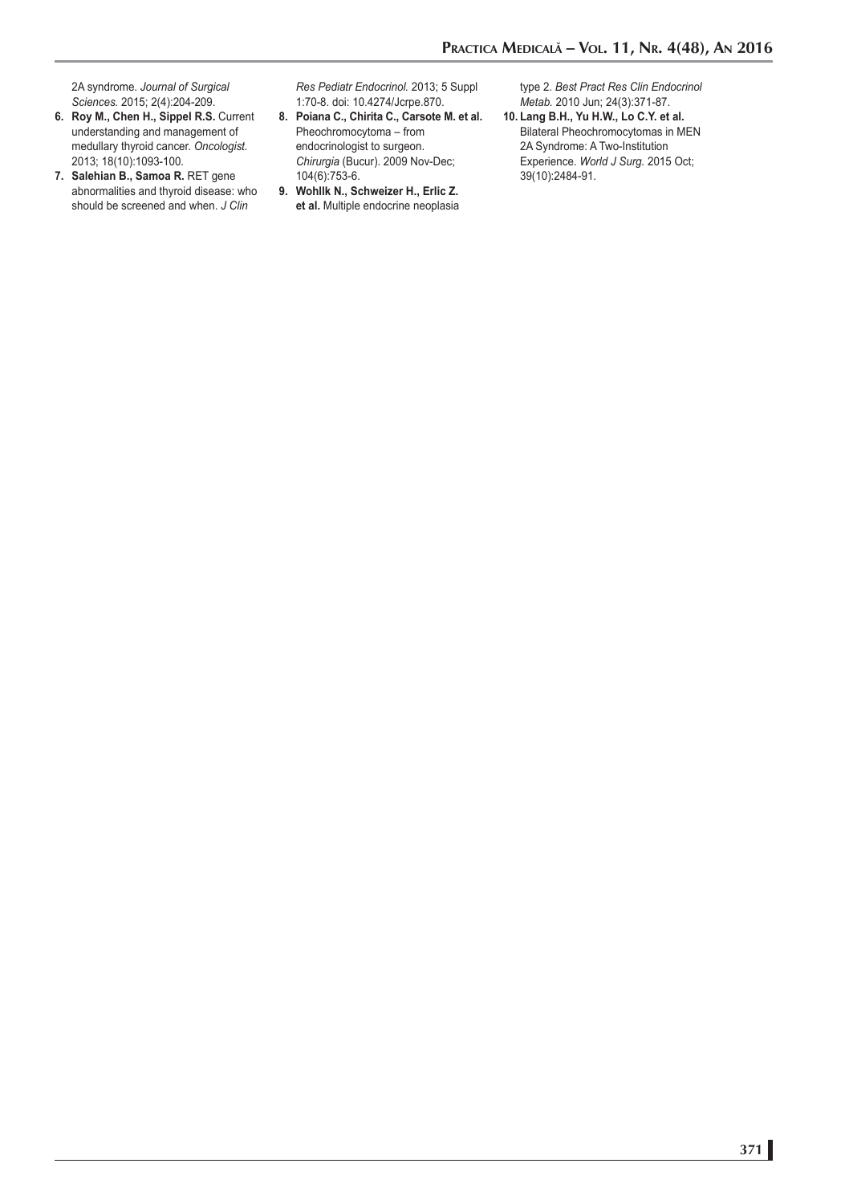2A syndrome. *Journal of Surgical Sciences.* 2015; 2(4):204-209.

6. **Roy M., Chen H., Sippel R.S.** Current understanding and management of medullary thyroid cancer. *Oncologist.* 2013; 18(10):1093-100.
7. **Salehian B., Samoa R.** RET gene abnormalities and thyroid disease: who should be screened and when. *J Clin Res Pediatr Endocrinol.* 2013; 5 Suppl 1:70-8. doi: 10.4274/Jcrpe.870.
8. **Poiana C., Chirita C., Carsote M. et al.** Pheochromocytoma – from endocrinologist to surgeon. *Chirurgia* (Bucur). 2009 Nov-Dec; 104(6):753-6.
9. **Wohllk N., Schweizer H., Erlic Z. et al.** Multiple endocrine neoplasia type 2. *Best Pract Res Clin Endocrinol Metab.* 2010 Jun; 24(3):371-87.
10. **Lang B.H., Yu H.W., Lo C.Y. et al.** Bilateral Pheochromocytomas in MEN 2A Syndrome: A Two-Institution Experience. *World J Surg.* 2015 Oct; 39(10):2484-91.